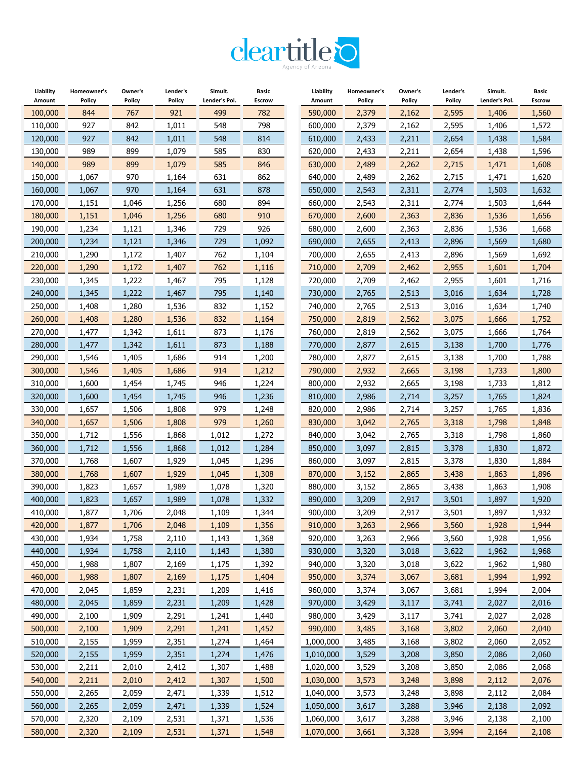# cleartitle

Agency of Arizona

| Liability Amount | Homeowner's Policy | Owner's Policy | Lender's Policy | Simult. Lender's Pol. | Basic Escrow |
|---|---|---|---|---|---|
| 100,000 | 844 | 767 | 921 | 499 | 782 |
| 110,000 | 927 | 842 | 1,011 | 548 | 798 |
| 120,000 | 927 | 842 | 1,011 | 548 | 814 |
| 130,000 | 989 | 899 | 1,079 | 585 | 830 |
| 140,000 | 989 | 899 | 1,079 | 585 | 846 |
| 150,000 | 1,067 | 970 | 1,164 | 631 | 862 |
| 160,000 | 1,067 | 970 | 1,164 | 631 | 878 |
| 170,000 | 1,151 | 1,046 | 1,256 | 680 | 894 |
| 180,000 | 1,151 | 1,046 | 1,256 | 680 | 910 |
| 190,000 | 1,234 | 1,121 | 1,346 | 729 | 926 |
| 200,000 | 1,234 | 1,121 | 1,346 | 729 | 1,092 |
| 210,000 | 1,290 | 1,172 | 1,407 | 762 | 1,104 |
| 220,000 | 1,290 | 1,172 | 1,407 | 762 | 1,116 |
| 230,000 | 1,345 | 1,222 | 1,467 | 795 | 1,128 |
| 240,000 | 1,345 | 1,222 | 1,467 | 795 | 1,140 |
| 250,000 | 1,408 | 1,280 | 1,536 | 832 | 1,152 |
| 260,000 | 1,408 | 1,280 | 1,536 | 832 | 1,164 |
| 270,000 | 1,477 | 1,342 | 1,611 | 873 | 1,176 |
| 280,000 | 1,477 | 1,342 | 1,611 | 873 | 1,188 |
| 290,000 | 1,546 | 1,405 | 1,686 | 914 | 1,200 |
| 300,000 | 1,546 | 1,405 | 1,686 | 914 | 1,212 |
| 310,000 | 1,600 | 1,454 | 1,745 | 946 | 1,224 |
| 320,000 | 1,600 | 1,454 | 1,745 | 946 | 1,236 |
| 330,000 | 1,657 | 1,506 | 1,808 | 979 | 1,248 |
| 340,000 | 1,657 | 1,506 | 1,808 | 979 | 1,260 |
| 350,000 | 1,712 | 1,556 | 1,868 | 1,012 | 1,272 |
| 360,000 | 1,712 | 1,556 | 1,868 | 1,012 | 1,284 |
| 370,000 | 1,768 | 1,607 | 1,929 | 1,045 | 1,296 |
| 380,000 | 1,768 | 1,607 | 1,929 | 1,045 | 1,308 |
| 390,000 | 1,823 | 1,657 | 1,989 | 1,078 | 1,320 |
| 400,000 | 1,823 | 1,657 | 1,989 | 1,078 | 1,332 |
| 410,000 | 1,877 | 1,706 | 2,048 | 1,109 | 1,344 |
| 420,000 | 1,877 | 1,706 | 2,048 | 1,109 | 1,356 |
| 430,000 | 1,934 | 1,758 | 2,110 | 1,143 | 1,368 |
| 440,000 | 1,934 | 1,758 | 2,110 | 1,143 | 1,380 |
| 450,000 | 1,988 | 1,807 | 2,169 | 1,175 | 1,392 |
| 460,000 | 1,988 | 1,807 | 2,169 | 1,175 | 1,404 |
| 470,000 | 2,045 | 1,859 | 2,231 | 1,209 | 1,416 |
| 480,000 | 2,045 | 1,859 | 2,231 | 1,209 | 1,428 |
| 490,000 | 2,100 | 1,909 | 2,291 | 1,241 | 1,440 |
| 500,000 | 2,100 | 1,909 | 2,291 | 1,241 | 1,452 |
| 510,000 | 2,155 | 1,959 | 2,351 | 1,274 | 1,464 |
| 520,000 | 2,155 | 1,959 | 2,351 | 1,274 | 1,476 |
| 530,000 | 2,211 | 2,010 | 2,412 | 1,307 | 1,488 |
| 540,000 | 2,211 | 2,010 | 2,412 | 1,307 | 1,500 |
| 550,000 | 2,265 | 2,059 | 2,471 | 1,339 | 1,512 |
| 560,000 | 2,265 | 2,059 | 2,471 | 1,339 | 1,524 |
| 570,000 | 2,320 | 2,109 | 2,531 | 1,371 | 1,536 |
| 580,000 | 2,320 | 2,109 | 2,531 | 1,371 | 1,548 |
| 590,000 | 2,379 | 2,162 | 2,595 | 1,406 | 1,560 |
| 600,000 | 2,379 | 2,162 | 2,595 | 1,406 | 1,572 |
| 610,000 | 2,433 | 2,211 | 2,654 | 1,438 | 1,584 |
| 620,000 | 2,433 | 2,211 | 2,654 | 1,438 | 1,596 |
| 630,000 | 2,489 | 2,262 | 2,715 | 1,471 | 1,608 |
| 640,000 | 2,489 | 2,262 | 2,715 | 1,471 | 1,620 |
| 650,000 | 2,543 | 2,311 | 2,774 | 1,503 | 1,632 |
| 660,000 | 2,543 | 2,311 | 2,774 | 1,503 | 1,644 |
| 670,000 | 2,600 | 2,363 | 2,836 | 1,536 | 1,656 |
| 680,000 | 2,600 | 2,363 | 2,836 | 1,536 | 1,668 |
| 690,000 | 2,655 | 2,413 | 2,896 | 1,569 | 1,680 |
| 700,000 | 2,655 | 2,413 | 2,896 | 1,569 | 1,692 |
| 710,000 | 2,709 | 2,462 | 2,955 | 1,601 | 1,704 |
| 720,000 | 2,709 | 2,462 | 2,955 | 1,601 | 1,716 |
| 730,000 | 2,765 | 2,513 | 3,016 | 1,634 | 1,728 |
| 740,000 | 2,765 | 2,513 | 3,016 | 1,634 | 1,740 |
| 750,000 | 2,819 | 2,562 | 3,075 | 1,666 | 1,752 |
| 760,000 | 2,819 | 2,562 | 3,075 | 1,666 | 1,764 |
| 770,000 | 2,877 | 2,615 | 3,138 | 1,700 | 1,776 |
| 780,000 | 2,877 | 2,615 | 3,138 | 1,700 | 1,788 |
| 790,000 | 2,932 | 2,665 | 3,198 | 1,733 | 1,800 |
| 800,000 | 2,932 | 2,665 | 3,198 | 1,733 | 1,812 |
| 810,000 | 2,986 | 2,714 | 3,257 | 1,765 | 1,824 |
| 820,000 | 2,986 | 2,714 | 3,257 | 1,765 | 1,836 |
| 830,000 | 3,042 | 2,765 | 3,318 | 1,798 | 1,848 |
| 840,000 | 3,042 | 2,765 | 3,318 | 1,798 | 1,860 |
| 850,000 | 3,097 | 2,815 | 3,378 | 1,830 | 1,872 |
| 860,000 | 3,097 | 2,815 | 3,378 | 1,830 | 1,884 |
| 870,000 | 3,152 | 2,865 | 3,438 | 1,863 | 1,896 |
| 880,000 | 3,152 | 2,865 | 3,438 | 1,863 | 1,908 |
| 890,000 | 3,209 | 2,917 | 3,501 | 1,897 | 1,920 |
| 900,000 | 3,209 | 2,917 | 3,501 | 1,897 | 1,932 |
| 910,000 | 3,263 | 2,966 | 3,560 | 1,928 | 1,944 |
| 920,000 | 3,263 | 2,966 | 3,560 | 1,928 | 1,956 |
| 930,000 | 3,320 | 3,018 | 3,622 | 1,962 | 1,968 |
| 940,000 | 3,320 | 3,018 | 3,622 | 1,962 | 1,980 |
| 950,000 | 3,374 | 3,067 | 3,681 | 1,994 | 1,992 |
| 960,000 | 3,374 | 3,067 | 3,681 | 1,994 | 2,004 |
| 970,000 | 3,429 | 3,117 | 3,741 | 2,027 | 2,016 |
| 980,000 | 3,429 | 3,117 | 3,741 | 2,027 | 2,028 |
| 990,000 | 3,485 | 3,168 | 3,802 | 2,060 | 2,040 |
| 1,000,000 | 3,485 | 3,168 | 3,802 | 2,060 | 2,052 |
| 1,010,000 | 3,529 | 3,208 | 3,850 | 2,086 | 2,060 |
| 1,020,000 | 3,529 | 3,208 | 3,850 | 2,086 | 2,068 |
| 1,030,000 | 3,573 | 3,248 | 3,898 | 2,112 | 2,076 |
| 1,040,000 | 3,573 | 3,248 | 3,898 | 2,112 | 2,084 |
| 1,050,000 | 3,617 | 3,288 | 3,946 | 2,138 | 2,092 |
| 1,060,000 | 3,617 | 3,288 | 3,946 | 2,138 | 2,100 |
| 1,070,000 | 3,661 | 3,328 | 3,994 | 2,164 | 2,108 |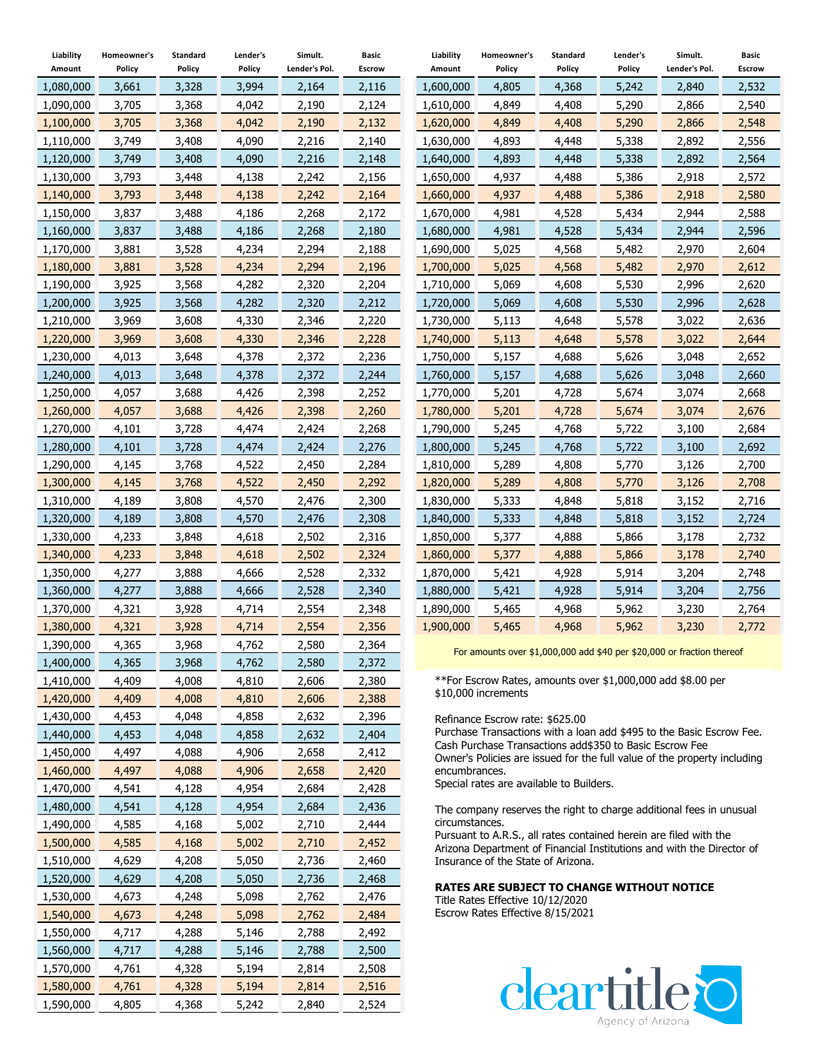| Liability Amount | Homeowner's Policy | Standard Policy | Lender's Policy | Simult. Lender's Pol. | Basic Escrow |
|---|---|---|---|---|---|
| 1,080,000 | 3,661 | 3,328 | 3,994 | 2,164 | 2,116 |
| 1,090,000 | 3,705 | 3,368 | 4,042 | 2,190 | 2,124 |
| 1,100,000 | 3,705 | 3,368 | 4,042 | 2,190 | 2,132 |
| 1,110,000 | 3,749 | 3,408 | 4,090 | 2,216 | 2,140 |
| 1,120,000 | 3,749 | 3,408 | 4,090 | 2,216 | 2,148 |
| 1,130,000 | 3,793 | 3,448 | 4,138 | 2,242 | 2,156 |
| 1,140,000 | 3,793 | 3,448 | 4,138 | 2,242 | 2,164 |
| 1,150,000 | 3,837 | 3,488 | 4,186 | 2,268 | 2,172 |
| 1,160,000 | 3,837 | 3,488 | 4,186 | 2,268 | 2,180 |
| 1,170,000 | 3,881 | 3,528 | 4,234 | 2,294 | 2,188 |
| 1,180,000 | 3,881 | 3,528 | 4,234 | 2,294 | 2,196 |
| 1,190,000 | 3,925 | 3,568 | 4,282 | 2,320 | 2,204 |
| 1,200,000 | 3,925 | 3,568 | 4,282 | 2,320 | 2,212 |
| 1,210,000 | 3,969 | 3,608 | 4,330 | 2,346 | 2,220 |
| 1,220,000 | 3,969 | 3,608 | 4,330 | 2,346 | 2,228 |
| 1,230,000 | 4,013 | 3,648 | 4,378 | 2,372 | 2,236 |
| 1,240,000 | 4,013 | 3,648 | 4,378 | 2,372 | 2,244 |
| 1,250,000 | 4,057 | 3,688 | 4,426 | 2,398 | 2,252 |
| 1,260,000 | 4,057 | 3,688 | 4,426 | 2,398 | 2,260 |
| 1,270,000 | 4,101 | 3,728 | 4,474 | 2,424 | 2,268 |
| 1,280,000 | 4,101 | 3,728 | 4,474 | 2,424 | 2,276 |
| 1,290,000 | 4,145 | 3,768 | 4,522 | 2,450 | 2,284 |
| 1,300,000 | 4,145 | 3,768 | 4,522 | 2,450 | 2,292 |
| 1,310,000 | 4,189 | 3,808 | 4,570 | 2,476 | 2,300 |
| 1,320,000 | 4,189 | 3,808 | 4,570 | 2,476 | 2,308 |
| 1,330,000 | 4,233 | 3,848 | 4,618 | 2,502 | 2,316 |
| 1,340,000 | 4,233 | 3,848 | 4,618 | 2,502 | 2,324 |
| 1,350,000 | 4,277 | 3,888 | 4,666 | 2,528 | 2,332 |
| 1,360,000 | 4,277 | 3,888 | 4,666 | 2,528 | 2,340 |
| 1,370,000 | 4,321 | 3,928 | 4,714 | 2,554 | 2,348 |
| 1,380,000 | 4,321 | 3,928 | 4,714 | 2,554 | 2,356 |
| 1,390,000 | 4,365 | 3,968 | 4,762 | 2,580 | 2,364 |
| 1,400,000 | 4,365 | 3,968 | 4,762 | 2,580 | 2,372 |
| 1,410,000 | 4,409 | 4,008 | 4,810 | 2,606 | 2,380 |
| 1,420,000 | 4,409 | 4,008 | 4,810 | 2,606 | 2,388 |
| 1,430,000 | 4,453 | 4,048 | 4,858 | 2,632 | 2,396 |
| 1,440,000 | 4,453 | 4,048 | 4,858 | 2,632 | 2,404 |
| 1,450,000 | 4,497 | 4,088 | 4,906 | 2,658 | 2,412 |
| 1,460,000 | 4,497 | 4,088 | 4,906 | 2,658 | 2,420 |
| 1,470,000 | 4,541 | 4,128 | 4,954 | 2,684 | 2,428 |
| 1,480,000 | 4,541 | 4,128 | 4,954 | 2,684 | 2,436 |
| 1,490,000 | 4,585 | 4,168 | 5,002 | 2,710 | 2,444 |
| 1,500,000 | 4,585 | 4,168 | 5,002 | 2,710 | 2,452 |
| 1,510,000 | 4,629 | 4,208 | 5,050 | 2,736 | 2,460 |
| 1,520,000 | 4,629 | 4,208 | 5,050 | 2,736 | 2,468 |
| 1,530,000 | 4,673 | 4,248 | 5,098 | 2,762 | 2,476 |
| 1,540,000 | 4,673 | 4,248 | 5,098 | 2,762 | 2,484 |
| 1,550,000 | 4,717 | 4,288 | 5,146 | 2,788 | 2,492 |
| 1,560,000 | 4,717 | 4,288 | 5,146 | 2,788 | 2,500 |
| 1,570,000 | 4,761 | 4,328 | 5,194 | 2,814 | 2,508 |
| 1,580,000 | 4,761 | 4,328 | 5,194 | 2,814 | 2,516 |
| 1,590,000 | 4,805 | 4,368 | 5,242 | 2,840 | 2,524 |
| 1,600,000 | 4,805 | 4,368 | 5,242 | 2,840 | 2,532 |
| 1,610,000 | 4,849 | 4,408 | 5,290 | 2,866 | 2,540 |
| 1,620,000 | 4,849 | 4,408 | 5,290 | 2,866 | 2,548 |
| 1,630,000 | 4,893 | 4,448 | 5,338 | 2,892 | 2,556 |
| 1,640,000 | 4,893 | 4,448 | 5,338 | 2,892 | 2,564 |
| 1,650,000 | 4,937 | 4,488 | 5,386 | 2,918 | 2,572 |
| 1,660,000 | 4,937 | 4,488 | 5,386 | 2,918 | 2,580 |
| 1,670,000 | 4,981 | 4,528 | 5,434 | 2,944 | 2,588 |
| 1,680,000 | 4,981 | 4,528 | 5,434 | 2,944 | 2,596 |
| 1,690,000 | 5,025 | 4,568 | 5,482 | 2,970 | 2,604 |
| 1,700,000 | 5,025 | 4,568 | 5,482 | 2,970 | 2,612 |
| 1,710,000 | 5,069 | 4,608 | 5,530 | 2,996 | 2,620 |
| 1,720,000 | 5,069 | 4,608 | 5,530 | 2,996 | 2,628 |
| 1,730,000 | 5,113 | 4,648 | 5,578 | 3,022 | 2,636 |
| 1,740,000 | 5,113 | 4,648 | 5,578 | 3,022 | 2,644 |
| 1,750,000 | 5,157 | 4,688 | 5,626 | 3,048 | 2,652 |
| 1,760,000 | 5,157 | 4,688 | 5,626 | 3,048 | 2,660 |
| 1,770,000 | 5,201 | 4,728 | 5,674 | 3,074 | 2,668 |
| 1,780,000 | 5,201 | 4,728 | 5,674 | 3,074 | 2,676 |
| 1,790,000 | 5,245 | 4,768 | 5,722 | 3,100 | 2,684 |
| 1,800,000 | 5,245 | 4,768 | 5,722 | 3,100 | 2,692 |
| 1,810,000 | 5,289 | 4,808 | 5,770 | 3,126 | 2,700 |
| 1,820,000 | 5,289 | 4,808 | 5,770 | 3,126 | 2,708 |
| 1,830,000 | 5,333 | 4,848 | 5,818 | 3,152 | 2,716 |
| 1,840,000 | 5,333 | 4,848 | 5,818 | 3,152 | 2,724 |
| 1,850,000 | 5,377 | 4,888 | 5,866 | 3,178 | 2,732 |
| 1,860,000 | 5,377 | 4,888 | 5,866 | 3,178 | 2,740 |
| 1,870,000 | 5,421 | 4,928 | 5,914 | 3,204 | 2,748 |
| 1,880,000 | 5,421 | 4,928 | 5,914 | 3,204 | 2,756 |
| 1,890,000 | 5,465 | 4,968 | 5,962 | 3,230 | 2,764 |
| 1,900,000 | 5,465 | 4,968 | 5,962 | 3,230 | 2,772 |

For amounts over $1,000,000 add $40 per $20,000 or fraction thereof

**For Escrow Rates, amounts over $1,000,000 add $8.00 per $10,000 increments

Refinance Escrow rate: $625.00
Purchase Transactions with a loan add $495 to the Basic Escrow Fee.
Cash Purchase Transactions add$350 to Basic Escrow Fee
Owner's Policies are issued for the full value of the property including encumbrances.
Special rates are available to Builders.

The company reserves the right to charge additional fees in unusual circumstances.
Pursuant to A.R.S., all rates contained herein are filed with the Arizona Department of Financial Institutions and with the Director of Insurance of the State of Arizona.

**RATES ARE SUBJECT TO CHANGE WITHOUT NOTICE**
Title Rates Effective 10/12/2020
Escrow Rates Effective 8/15/2021

cleartitle Agency of Arizona